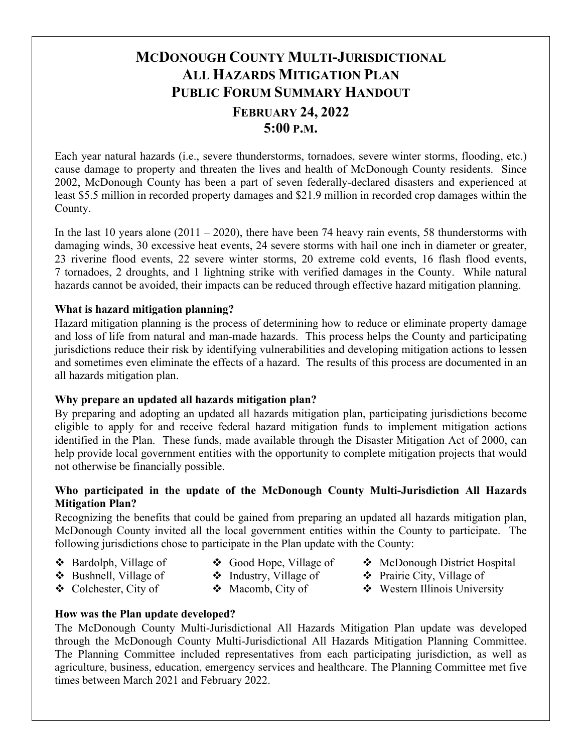# McDonough County Multi-Jurisdictional All Hazards Mitigation Plan Public Forum Summary Handout

## February 24, 2022
## 5:00 P.M.

Each year natural hazards (i.e., severe thunderstorms, tornadoes, severe winter storms, flooding, etc.) cause damage to property and threaten the lives and health of McDonough County residents. Since 2002, McDonough County has been a part of seven federally-declared disasters and experienced at least $5.5 million in recorded property damages and $21.9 million in recorded crop damages within the County.

In the last 10 years alone (2011 – 2020), there have been 74 heavy rain events, 58 thunderstorms with damaging winds, 30 excessive heat events, 24 severe storms with hail one inch in diameter or greater, 23 riverine flood events, 22 severe winter storms, 20 extreme cold events, 16 flash flood events, 7 tornadoes, 2 droughts, and 1 lightning strike with verified damages in the County. While natural hazards cannot be avoided, their impacts can be reduced through effective hazard mitigation planning.

**What is hazard mitigation planning?**

Hazard mitigation planning is the process of determining how to reduce or eliminate property damage and loss of life from natural and man-made hazards. This process helps the County and participating jurisdictions reduce their risk by identifying vulnerabilities and developing mitigation actions to lessen and sometimes even eliminate the effects of a hazard. The results of this process are documented in an all hazards mitigation plan.

**Why prepare an updated all hazards mitigation plan?**

By preparing and adopting an updated all hazards mitigation plan, participating jurisdictions become eligible to apply for and receive federal hazard mitigation funds to implement mitigation actions identified in the Plan. These funds, made available through the Disaster Mitigation Act of 2000, can help provide local government entities with the opportunity to complete mitigation projects that would not otherwise be financially possible.

**Who participated in the update of the McDonough County Multi-Jurisdiction All Hazards Mitigation Plan?**

Recognizing the benefits that could be gained from preparing an updated all hazards mitigation plan, McDonough County invited all the local government entities within the County to participate. The following jurisdictions chose to participate in the Plan update with the County:

- Bardolph, Village of
- Bushnell, Village of
- Colchester, City of
- Good Hope, Village of
- Industry, Village of
- Macomb, City of
- McDonough District Hospital
- Prairie City, Village of
- Western Illinois University

**How was the Plan update developed?**

The McDonough County Multi-Jurisdictional All Hazards Mitigation Plan update was developed through the McDonough County Multi-Jurisdictional All Hazards Mitigation Planning Committee. The Planning Committee included representatives from each participating jurisdiction, as well as agriculture, business, education, emergency services and healthcare. The Planning Committee met five times between March 2021 and February 2022.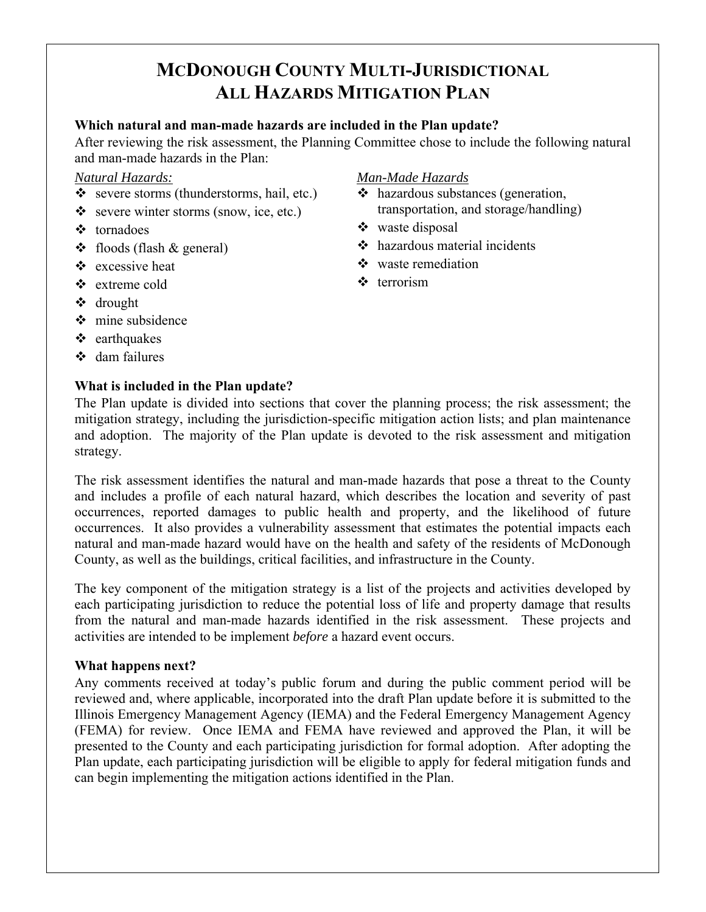# McDonough County Multi-Jurisdictional All Hazards Mitigation Plan

**Which natural and man-made hazards are included in the Plan update?**

After reviewing the risk assessment, the Planning Committee chose to include the following natural and man-made hazards in the Plan:

*Natural Hazards:*

- severe storms (thunderstorms, hail, etc.)
- severe winter storms (snow, ice, etc.)
- tornadoes
- floods (flash & general)
- excessive heat
- extreme cold
- drought
- mine subsidence
- earthquakes
- dam failures

*Man-Made Hazards*

- hazardous substances (generation, transportation, and storage/handling)
- waste disposal
- hazardous material incidents
- waste remediation
- terrorism

**What is included in the Plan update?**

The Plan update is divided into sections that cover the planning process; the risk assessment; the mitigation strategy, including the jurisdiction-specific mitigation action lists; and plan maintenance and adoption. The majority of the Plan update is devoted to the risk assessment and mitigation strategy.

The risk assessment identifies the natural and man-made hazards that pose a threat to the County and includes a profile of each natural hazard, which describes the location and severity of past occurrences, reported damages to public health and property, and the likelihood of future occurrences. It also provides a vulnerability assessment that estimates the potential impacts each natural and man-made hazard would have on the health and safety of the residents of McDonough County, as well as the buildings, critical facilities, and infrastructure in the County.

The key component of the mitigation strategy is a list of the projects and activities developed by each participating jurisdiction to reduce the potential loss of life and property damage that results from the natural and man-made hazards identified in the risk assessment. These projects and activities are intended to be implement *before* a hazard event occurs.

**What happens next?**

Any comments received at today's public forum and during the public comment period will be reviewed and, where applicable, incorporated into the draft Plan update before it is submitted to the Illinois Emergency Management Agency (IEMA) and the Federal Emergency Management Agency (FEMA) for review. Once IEMA and FEMA have reviewed and approved the Plan, it will be presented to the County and each participating jurisdiction for formal adoption. After adopting the Plan update, each participating jurisdiction will be eligible to apply for federal mitigation funds and can begin implementing the mitigation actions identified in the Plan.